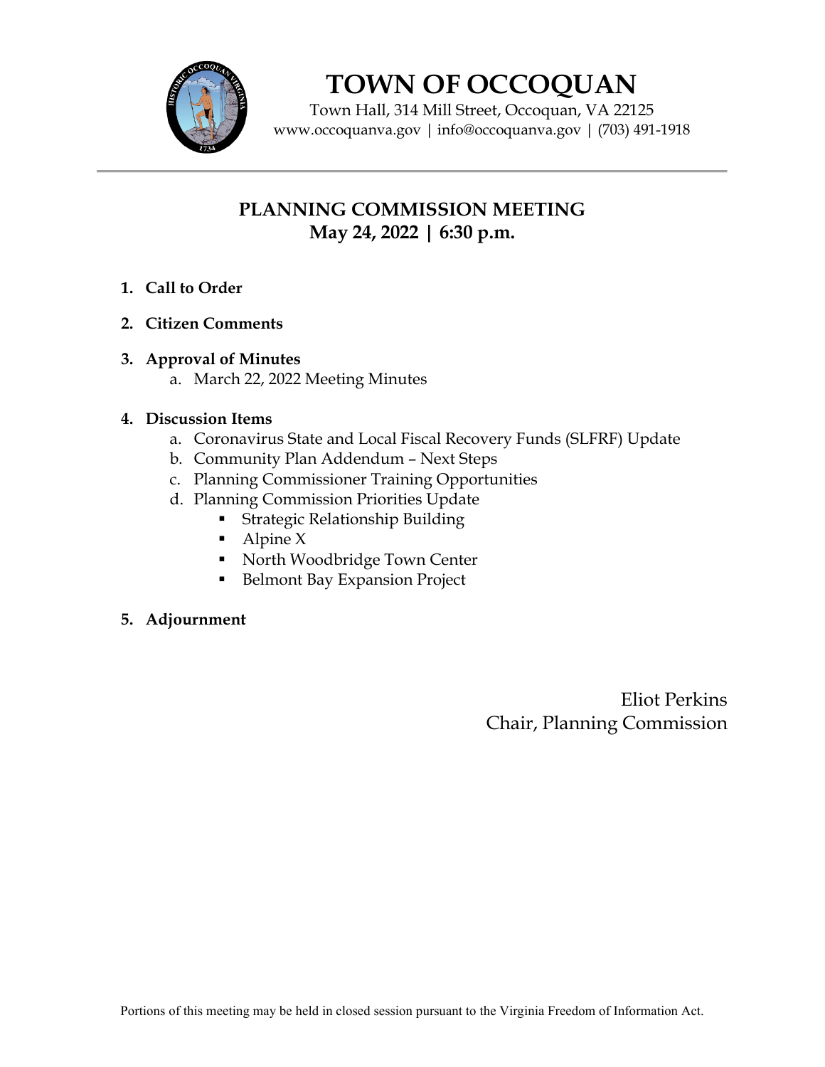# TOWN OF OCCOQUAN

Town Hall, 314 Mill Street, Occoquan, VA 22125
www.occoquanva.gov | info@occoquanva.gov | (703) 491-1918

## PLANNING COMMISSION MEETING
## May 24, 2022 | 6:30 p.m.

1. **Call to Order**
2. **Citizen Comments**
3. **Approval of Minutes**
   a. March 22, 2022 Meeting Minutes
4. **Discussion Items**
   a. Coronavirus State and Local Fiscal Recovery Funds (SLFRF) Update
   b. Community Plan Addendum – Next Steps
   c. Planning Commissioner Training Opportunities
   d. Planning Commission Priorities Update
      - Strategic Relationship Building
      - Alpine X
      - North Woodbridge Town Center
      - Belmont Bay Expansion Project
5. **Adjournment**

Eliot Perkins
Chair, Planning Commission

Portions of this meeting may be held in closed session pursuant to the Virginia Freedom of Information Act.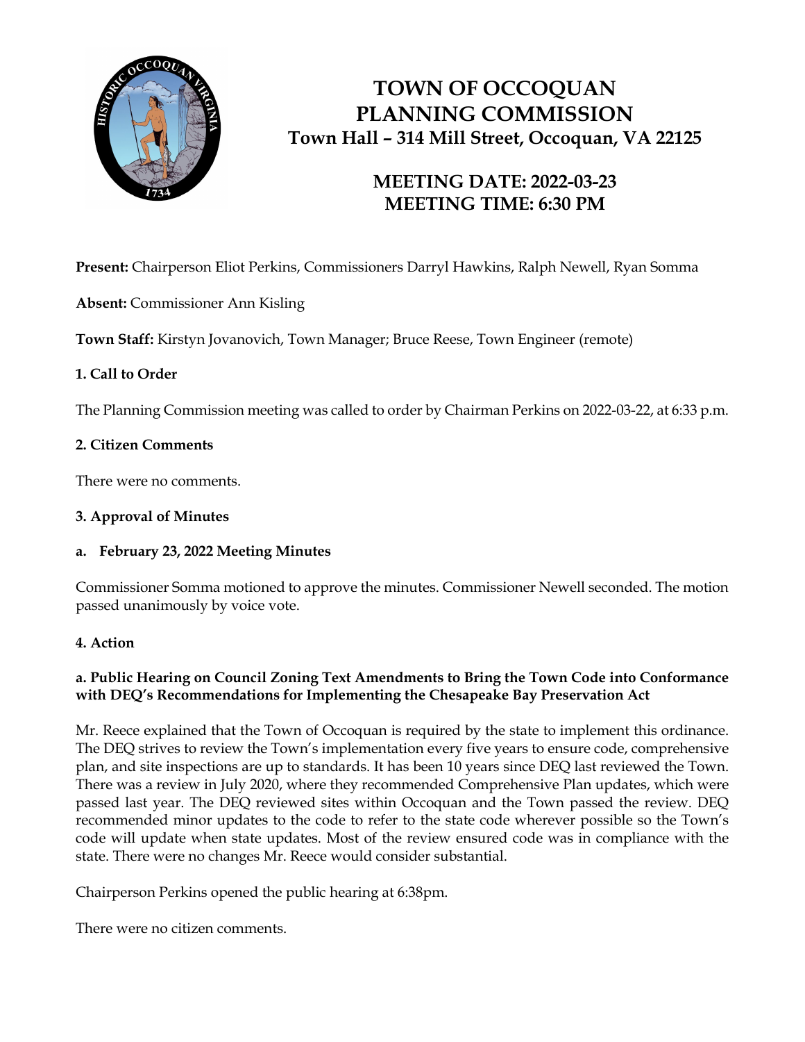# TOWN OF OCCOQUAN PLANNING COMMISSION

**Town Hall – 314 Mill Street, Occoquan, VA 22125**

## MEETING DATE: 2022-03-23
## MEETING TIME: 6:30 PM

**Present:** Chairperson Eliot Perkins, Commissioners Darryl Hawkins, Ralph Newell, Ryan Somma

**Absent:** Commissioner Ann Kisling

**Town Staff:** Kirstyn Jovanovich, Town Manager; Bruce Reese, Town Engineer (remote)

### 1. Call to Order

The Planning Commission meeting was called to order by Chairman Perkins on 2022-03-22, at 6:33 p.m.

### 2. Citizen Comments

There were no comments.

### 3. Approval of Minutes

**a. February 23, 2022 Meeting Minutes**

Commissioner Somma motioned to approve the minutes. Commissioner Newell seconded. The motion passed unanimously by voice vote.

### 4. Action

**a. Public Hearing on Council Zoning Text Amendments to Bring the Town Code into Conformance with DEQ's Recommendations for Implementing the Chesapeake Bay Preservation Act**

Mr. Reece explained that the Town of Occoquan is required by the state to implement this ordinance. The DEQ strives to review the Town's implementation every five years to ensure code, comprehensive plan, and site inspections are up to standards. It has been 10 years since DEQ last reviewed the Town. There was a review in July 2020, where they recommended Comprehensive Plan updates, which were passed last year. The DEQ reviewed sites within Occoquan and the Town passed the review. DEQ recommended minor updates to the code to refer to the state code wherever possible so the Town's code will update when state updates. Most of the review ensured code was in compliance with the state. There were no changes Mr. Reece would consider substantial.

Chairperson Perkins opened the public hearing at 6:38pm.

There were no citizen comments.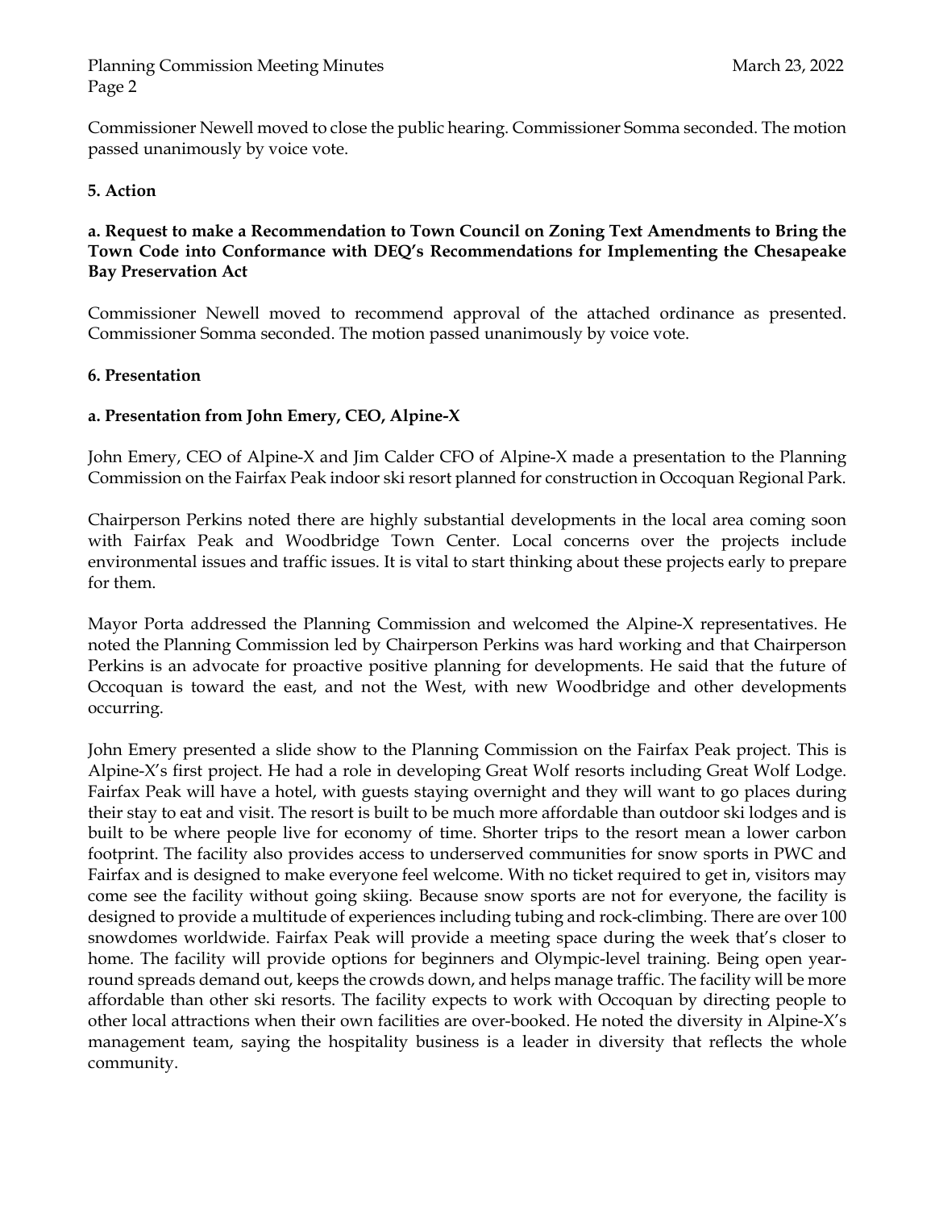Commissioner Newell moved to close the public hearing. Commissioner Somma seconded. The motion passed unanimously by voice vote.

**5. Action**

**a. Request to make a Recommendation to Town Council on Zoning Text Amendments to Bring the Town Code into Conformance with DEQ's Recommendations for Implementing the Chesapeake Bay Preservation Act**

Commissioner Newell moved to recommend approval of the attached ordinance as presented. Commissioner Somma seconded. The motion passed unanimously by voice vote.

**6. Presentation**

**a. Presentation from John Emery, CEO, Alpine-X**

John Emery, CEO of Alpine-X and Jim Calder CFO of Alpine-X made a presentation to the Planning Commission on the Fairfax Peak indoor ski resort planned for construction in Occoquan Regional Park.

Chairperson Perkins noted there are highly substantial developments in the local area coming soon with Fairfax Peak and Woodbridge Town Center. Local concerns over the projects include environmental issues and traffic issues. It is vital to start thinking about these projects early to prepare for them.

Mayor Porta addressed the Planning Commission and welcomed the Alpine-X representatives. He noted the Planning Commission led by Chairperson Perkins was hard working and that Chairperson Perkins is an advocate for proactive positive planning for developments. He said that the future of Occoquan is toward the east, and not the West, with new Woodbridge and other developments occurring.

John Emery presented a slide show to the Planning Commission on the Fairfax Peak project. This is Alpine-X's first project. He had a role in developing Great Wolf resorts including Great Wolf Lodge. Fairfax Peak will have a hotel, with guests staying overnight and they will want to go places during their stay to eat and visit. The resort is built to be much more affordable than outdoor ski lodges and is built to be where people live for economy of time. Shorter trips to the resort mean a lower carbon footprint. The facility also provides access to underserved communities for snow sports in PWC and Fairfax and is designed to make everyone feel welcome. With no ticket required to get in, visitors may come see the facility without going skiing. Because snow sports are not for everyone, the facility is designed to provide a multitude of experiences including tubing and rock-climbing. There are over 100 snowdomes worldwide. Fairfax Peak will provide a meeting space during the week that's closer to home. The facility will provide options for beginners and Olympic-level training. Being open year-round spreads demand out, keeps the crowds down, and helps manage traffic. The facility will be more affordable than other ski resorts. The facility expects to work with Occoquan by directing people to other local attractions when their own facilities are over-booked. He noted the diversity in Alpine-X's management team, saying the hospitality business is a leader in diversity that reflects the whole community.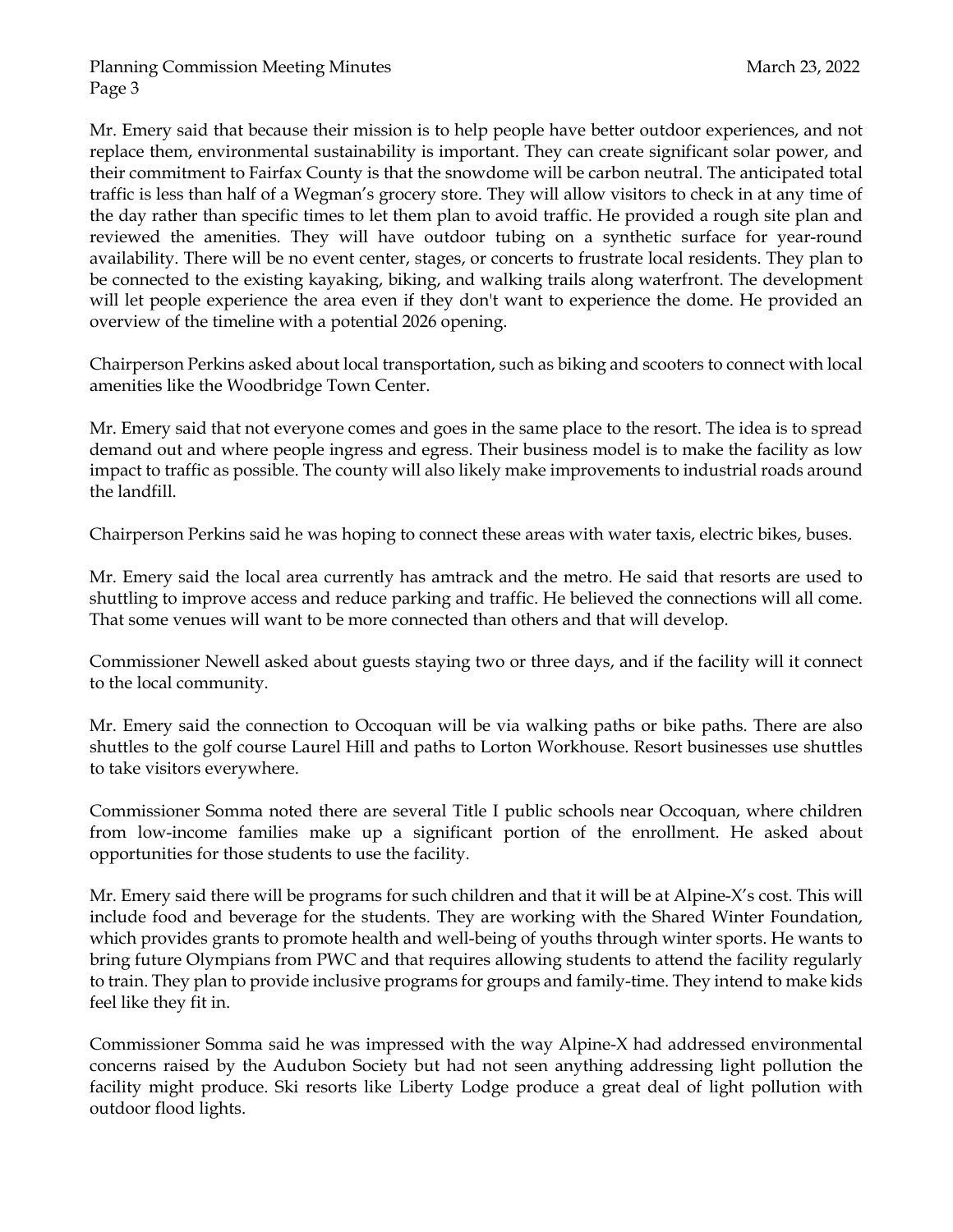Mr. Emery said that because their mission is to help people have better outdoor experiences, and not replace them, environmental sustainability is important. They can create significant solar power, and their commitment to Fairfax County is that the snowdome will be carbon neutral. The anticipated total traffic is less than half of a Wegman's grocery store. They will allow visitors to check in at any time of the day rather than specific times to let them plan to avoid traffic. He provided a rough site plan and reviewed the amenities. They will have outdoor tubing on a synthetic surface for year-round availability. There will be no event center, stages, or concerts to frustrate local residents. They plan to be connected to the existing kayaking, biking, and walking trails along waterfront. The development will let people experience the area even if they don't want to experience the dome. He provided an overview of the timeline with a potential 2026 opening.

Chairperson Perkins asked about local transportation, such as biking and scooters to connect with local amenities like the Woodbridge Town Center.

Mr. Emery said that not everyone comes and goes in the same place to the resort. The idea is to spread demand out and where people ingress and egress. Their business model is to make the facility as low impact to traffic as possible. The county will also likely make improvements to industrial roads around the landfill.

Chairperson Perkins said he was hoping to connect these areas with water taxis, electric bikes, buses.

Mr. Emery said the local area currently has amtrack and the metro. He said that resorts are used to shuttling to improve access and reduce parking and traffic. He believed the connections will all come. That some venues will want to be more connected than others and that will develop.

Commissioner Newell asked about guests staying two or three days, and if the facility will it connect to the local community.

Mr. Emery said the connection to Occoquan will be via walking paths or bike paths. There are also shuttles to the golf course Laurel Hill and paths to Lorton Workhouse. Resort businesses use shuttles to take visitors everywhere.

Commissioner Somma noted there are several Title I public schools near Occoquan, where children from low-income families make up a significant portion of the enrollment. He asked about opportunities for those students to use the facility.

Mr. Emery said there will be programs for such children and that it will be at Alpine-X's cost. This will include food and beverage for the students. They are working with the Shared Winter Foundation, which provides grants to promote health and well-being of youths through winter sports. He wants to bring future Olympians from PWC and that requires allowing students to attend the facility regularly to train. They plan to provide inclusive programs for groups and family-time. They intend to make kids feel like they fit in.

Commissioner Somma said he was impressed with the way Alpine-X had addressed environmental concerns raised by the Audubon Society but had not seen anything addressing light pollution the facility might produce. Ski resorts like Liberty Lodge produce a great deal of light pollution with outdoor flood lights.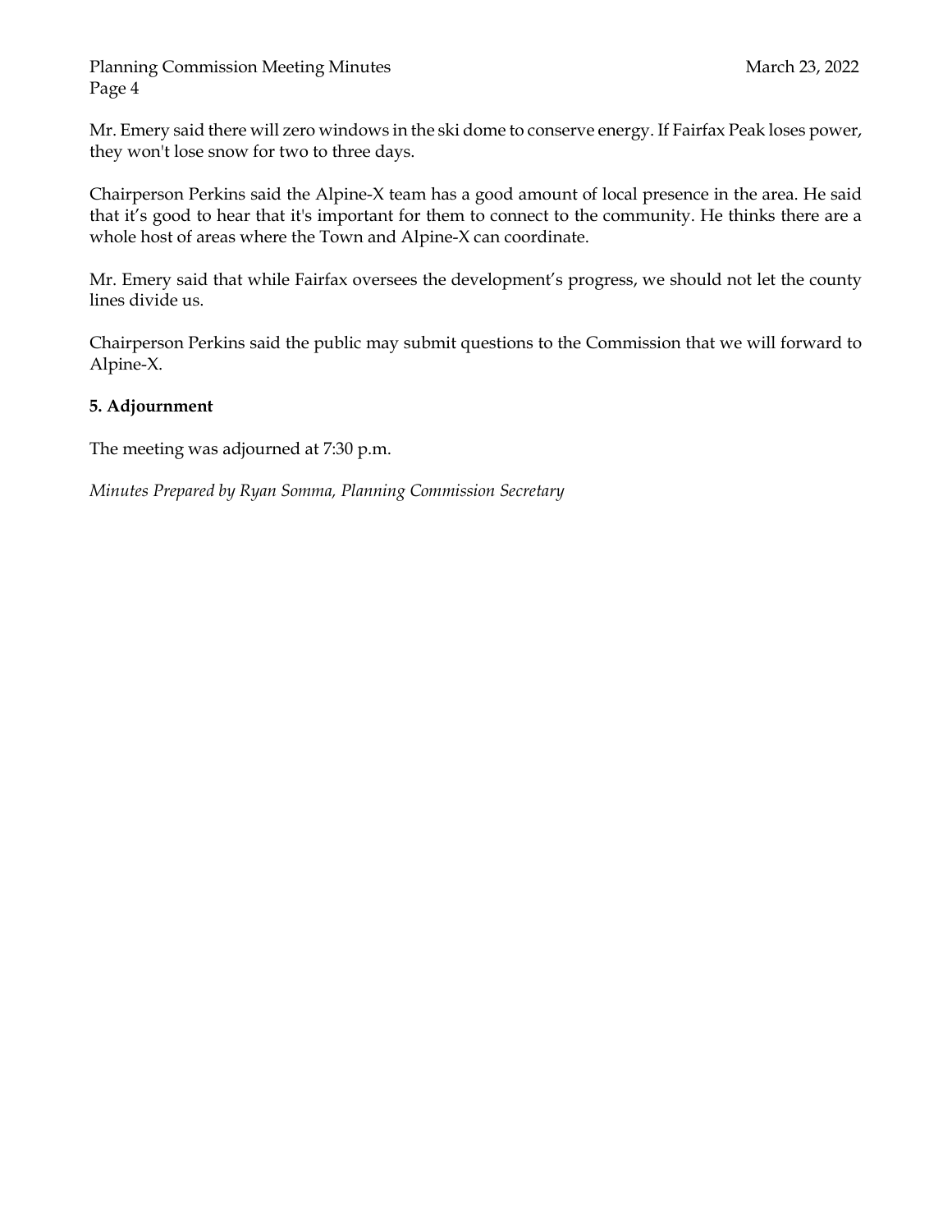Mr. Emery said there will zero windows in the ski dome to conserve energy. If Fairfax Peak loses power, they won't lose snow for two to three days.

Chairperson Perkins said the Alpine-X team has a good amount of local presence in the area. He said that it's good to hear that it's important for them to connect to the community. He thinks there are a whole host of areas where the Town and Alpine-X can coordinate.

Mr. Emery said that while Fairfax oversees the development's progress, we should not let the county lines divide us.

Chairperson Perkins said the public may submit questions to the Commission that we will forward to Alpine-X.

**5. Adjournment**

The meeting was adjourned at 7:30 p.m.

*Minutes Prepared by Ryan Somma, Planning Commission Secretary*